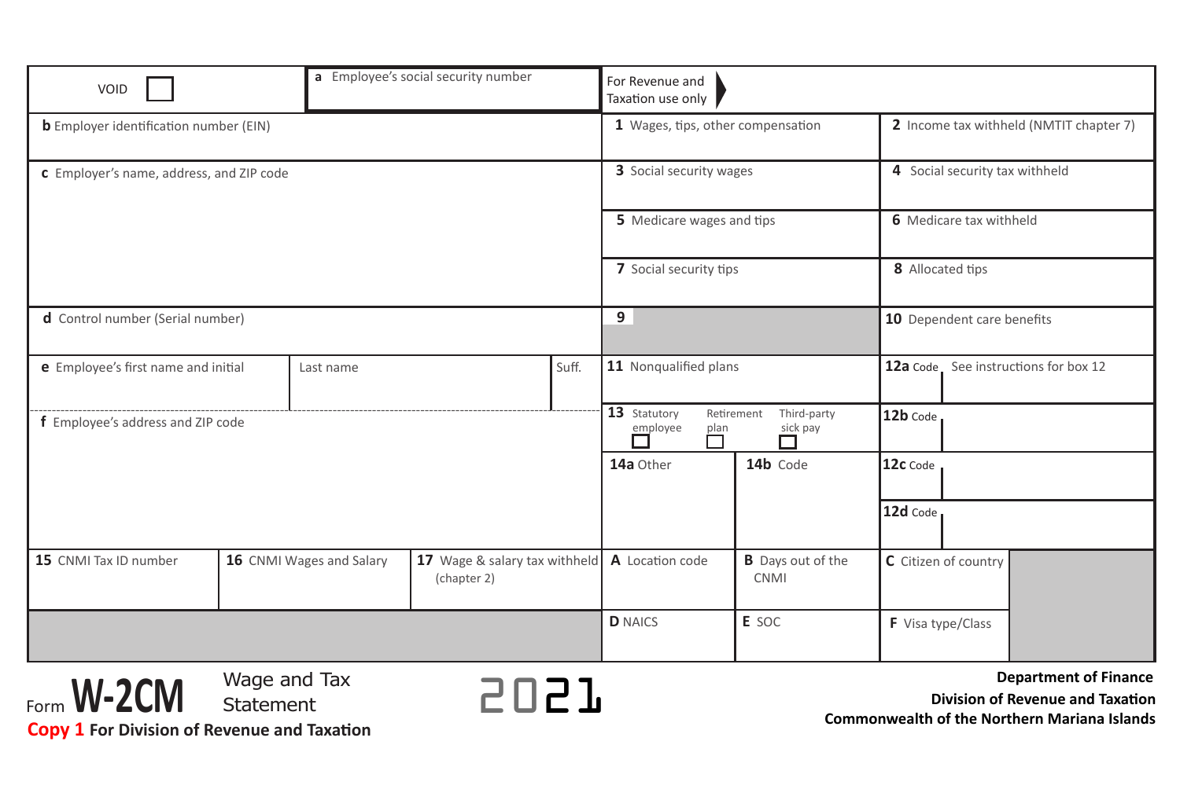| VOID ☐ | a Employee's social security number | For Revenue and Taxation use only | |
|---|---|---|---|
| b Employer identification number (EIN) | | 1 Wages, tips, other compensation | 2 Income tax withheld (NMTIT chapter 7) |
| c Employer's name, address, and ZIP code | | 3 Social security wages | 4 Social security tax withheld |
| | | 5 Medicare wages and tips | 6 Medicare tax withheld |
| | | 7 Social security tips | 8 Allocated tips |
| d Control number (Serial number) | | 9 | 10 Dependent care benefits |
| e Employee's first name and initial | Last name / Suff. | 11 Nonqualified plans | 12a Code / See instructions for box 12 |
| f Employee's address and ZIP code | | 13 Statutory employee ☐ Retirement plan ☐ Third-party sick pay ☐ | 12b Code |
| | | 14a Other / 14b Code | 12c Code |
| | | | 12d Code |

| 15 CNMI Tax ID number | 16 CNMI Wages and Salary | 17 Wage & salary tax withheld (chapter 2) | A Location code | B Days out of the CNMI | C Citizen of country |
|---|---|---|---|---|---|
| | | | D NAICS | E SOC | F Visa type/Class |

Form **W-2CM** Wage and Tax Statement **2021**

**Copy 1 For Division of Revenue and Taxation**

**Department of Finance**
**Division of Revenue and Taxation**
**Commonwealth of the Northern Mariana Islands**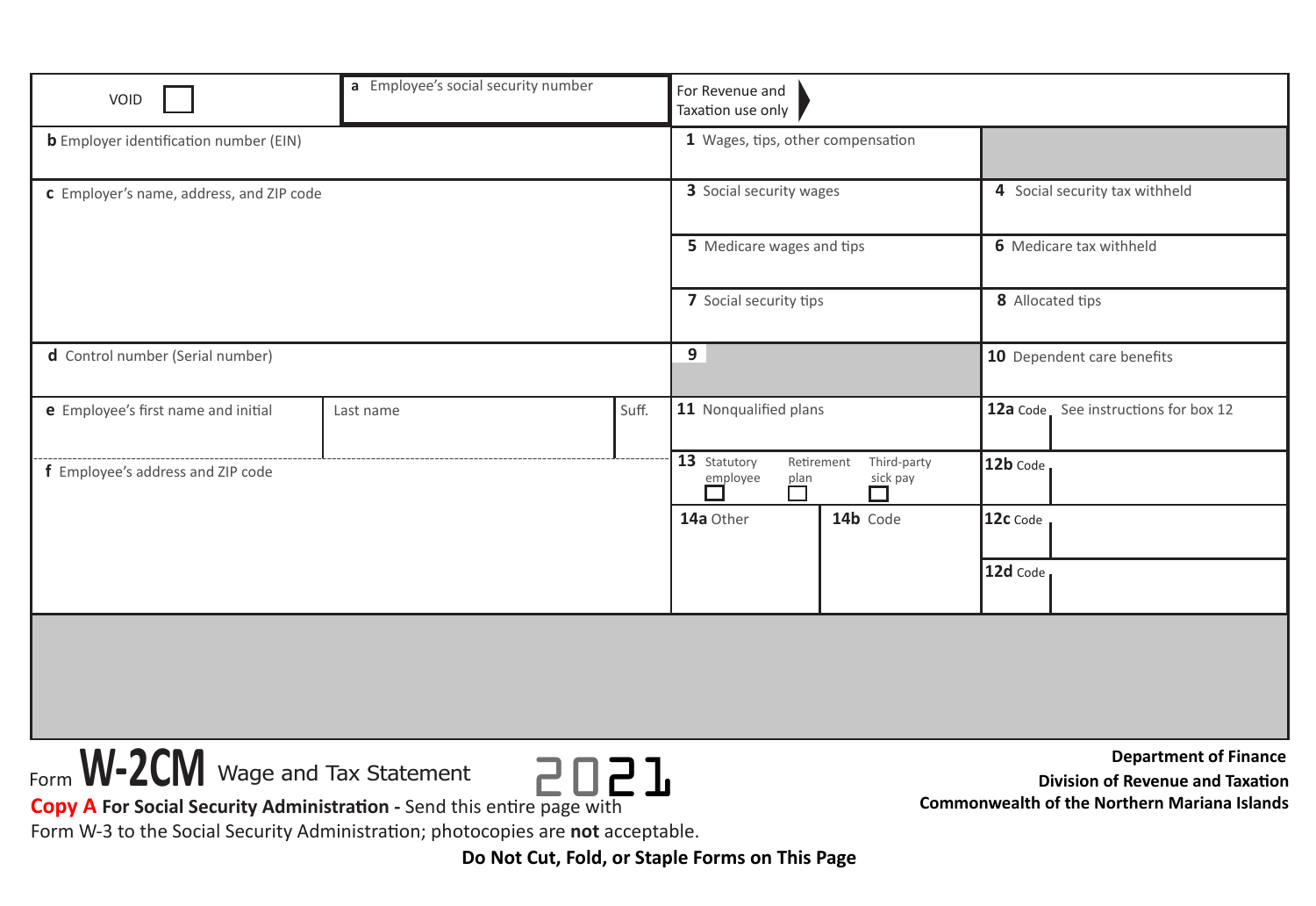| VOID ☐ | a Employee's social security number | For Revenue and Taxation use only | |
|---|---|---|---|
| **b** Employer identification number (EIN) | | **1** Wages, tips, other compensation | |
| **c** Employer's name, address, and ZIP code | | **3** Social security wages | **4** Social security tax withheld |
| | | **5** Medicare wages and tips | **6** Medicare tax withheld |
| | | **7** Social security tips | **8** Allocated tips |
| **d** Control number (Serial number) | | **9** | **10** Dependent care benefits |
| **e** Employee's first name and initial | Last name / Suff. | **11** Nonqualified plans | **12a** Code See instructions for box 12 |
| **f** Employee's address and ZIP code | | **13** Statutory employee ☐ Retirement plan ☐ Third-party sick pay ☐ | **12b** Code |
| | | **14a** Other / **14b** Code | **12c** Code |
| | | | **12d** Code |

Form **W-2CM** Wage and Tax Statement **2021**

**Copy A For Social Security Administration -** Send this entire page with Form W-3 to the Social Security Administration; photocopies are **not** acceptable.

**Department of Finance**
**Division of Revenue and Taxation**
**Commonwealth of the Northern Mariana Islands**

**Do Not Cut, Fold, or Staple Forms on This Page**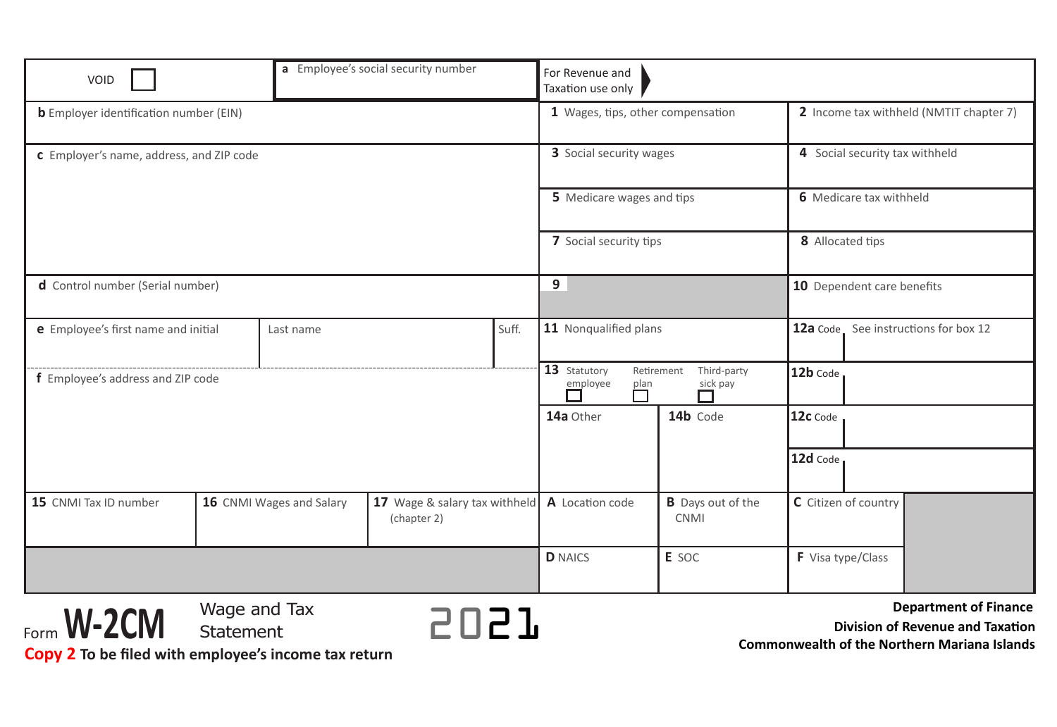| | | | |
|---|---|---|---|
| VOID ☐ | **a** Employee's social security number | For Revenue and Taxation use only | |
| **b** Employer identification number (EIN) | | **1** Wages, tips, other compensation | **2** Income tax withheld (NMTIT chapter 7) |
| **c** Employer's name, address, and ZIP code | | **3** Social security wages | **4** Social security tax withheld |
| | | **5** Medicare wages and tips | **6** Medicare tax withheld |
| | | **7** Social security tips | **8** Allocated tips |
| **d** Control number (Serial number) | | **9** | **10** Dependent care benefits |
| **e** Employee's first name and initial | Last name / Suff. | **11** Nonqualified plans | **12a** Code / See instructions for box 12 |
| **f** Employee's address and ZIP code | | **13** Statutory employee ☐ Retirement plan ☐ Third-party sick pay ☐ | **12b** Code |
| | | **14a** Other / **14b** Code | **12c** Code |
| | | | **12d** Code |

| **15** CNMI Tax ID number | **16** CNMI Wages and Salary | **17** Wage & salary tax withheld (chapter 2) | **A** Location code | **B** Days out of the CNMI | **C** Citizen of country |
|---|---|---|---|---|---|
| | | | **D** NAICS | **E** SOC | **F** Visa type/Class |

Form **W-2CM** Wage and Tax Statement **2021**

**Copy 2 To be filed with employee's income tax return**

**Department of Finance**
**Division of Revenue and Taxation**
**Commonwealth of the Northern Mariana Islands**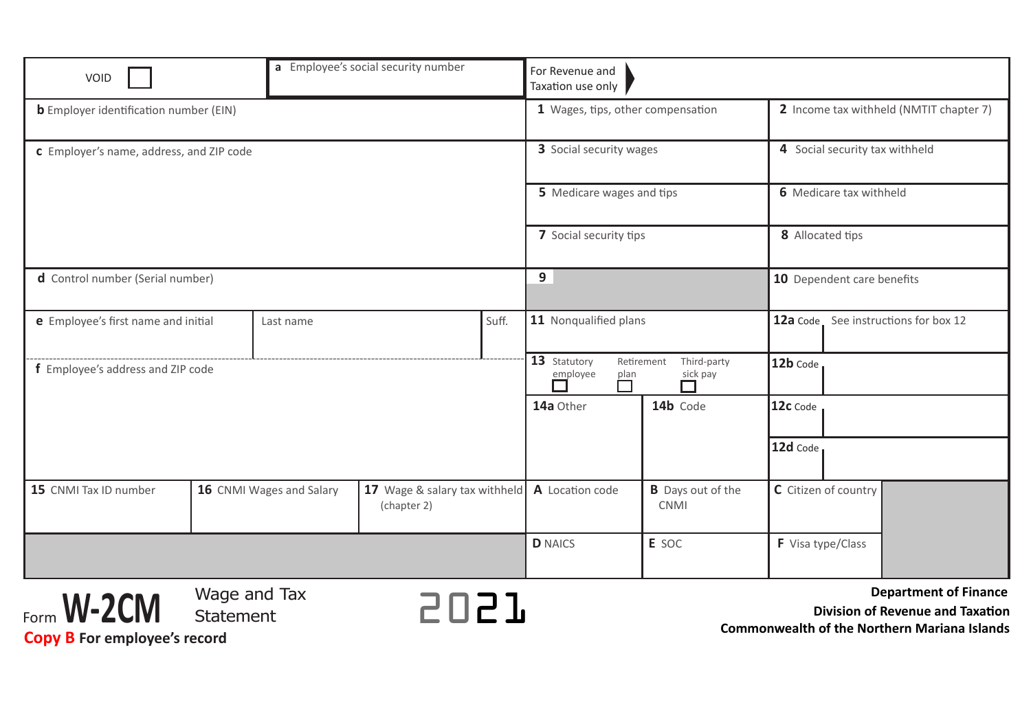| VOID ☐ | a Employee's social security number | For Revenue and Taxation use only | |
|---|---|---|---|
| b Employer identification number (EIN) | | 1 Wages, tips, other compensation | 2 Income tax withheld (NMTIT chapter 7) |
| c Employer's name, address, and ZIP code | | 3 Social security wages | 4 Social security tax withheld |
| | | 5 Medicare wages and tips | 6 Medicare tax withheld |
| | | 7 Social security tips | 8 Allocated tips |
| d Control number (Serial number) | | 9 | 10 Dependent care benefits |
| e Employee's first name and initial / Last name / Suff. | | 11 Nonqualified plans | 12a Code See instructions for box 12 |
| f Employee's address and ZIP code | | 13 Statutory employee ☐ Retirement plan ☐ Third-party sick pay ☐ | 12b Code |
| | | 14a Other / 14b Code | 12c Code |
| | | | 12d Code |
| 15 CNMI Tax ID number / 16 CNMI Wages and Salary | 17 Wage & salary tax withheld (chapter 2) | A Location code / B Days out of the CNMI | C Citizen of country |
| | | D NAICS / E SOC | F Visa type/Class |

Form **W-2CM** Wage and Tax Statement **2021**

**Copy B For employee's record**

**Department of Finance**
**Division of Revenue and Taxation**
**Commonwealth of the Northern Mariana Islands**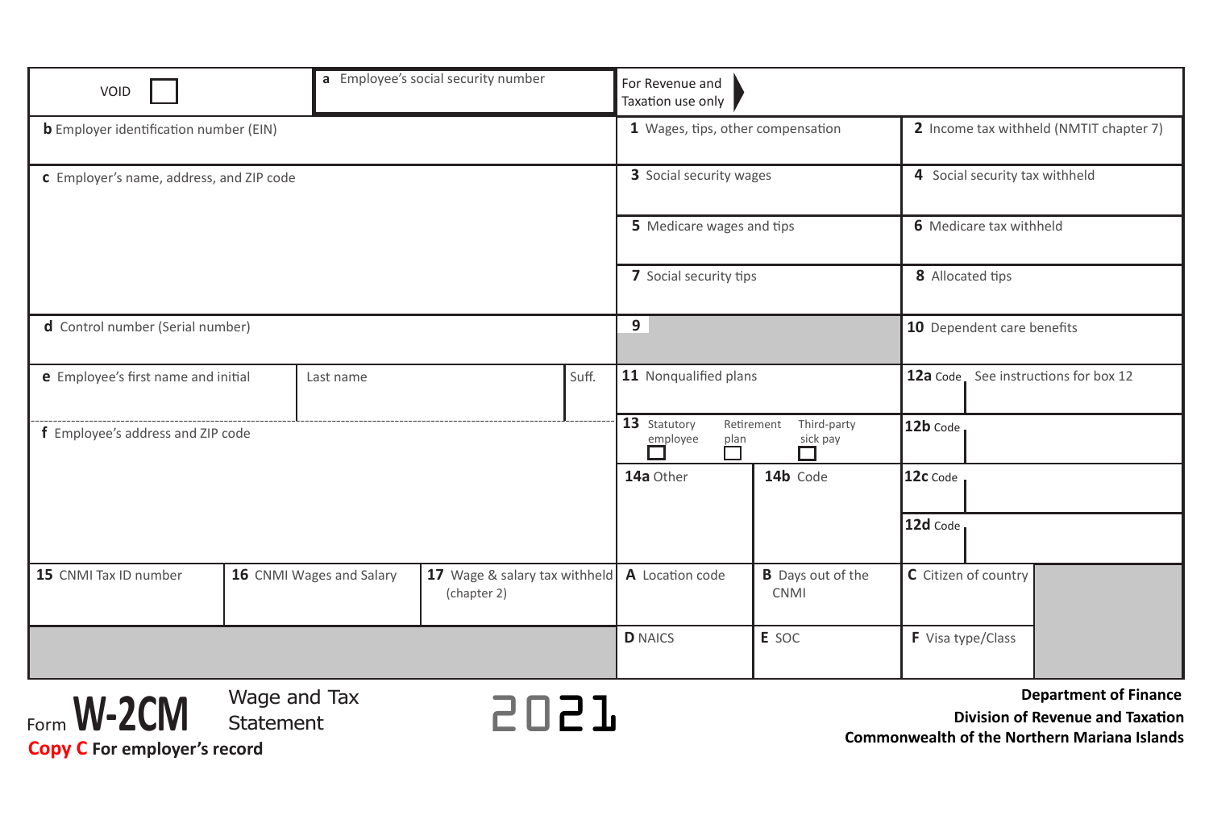| | | | | | |
|---|---|---|---|---|---|
| VOID ☐ | a Employee's social security number | For Revenue and Taxation use only | | | |
| b Employer identification number (EIN) | | 1 Wages, tips, other compensation | | 2 Income tax withheld (NMTIT chapter 7) | |
| c Employer's name, address, and ZIP code | | 3 Social security wages | | 4 Social security tax withheld | |
| | | 5 Medicare wages and tips | | 6 Medicare tax withheld | |
| | | 7 Social security tips | | 8 Allocated tips | |
| d Control number (Serial number) | | 9 | | 10 Dependent care benefits | |
| e Employee's first name and initial | Last name / Suff. | 11 Nonqualified plans | | 12a Code See instructions for box 12 | |
| f Employee's address and ZIP code | | 13 Statutory employee ☐ Retirement plan ☐ Third-party sick pay ☐ | | 12b Code | |
| | | 14a Other | 14b Code | 12c Code | |
| | | | | 12d Code | |
| 15 CNMI Tax ID number | 16 CNMI Wages and Salary / 17 Wage & salary tax withheld (chapter 2) | A Location code | B Days out of the CNMI | C Citizen of country | |
| | | D NAICS | E SOC | F Visa type/Class | |

Form **W-2CM** Wage and Tax Statement **2021**

**Copy C For employer's record**

**Department of Finance**
**Division of Revenue and Taxation**
**Commonwealth of the Northern Mariana Islands**